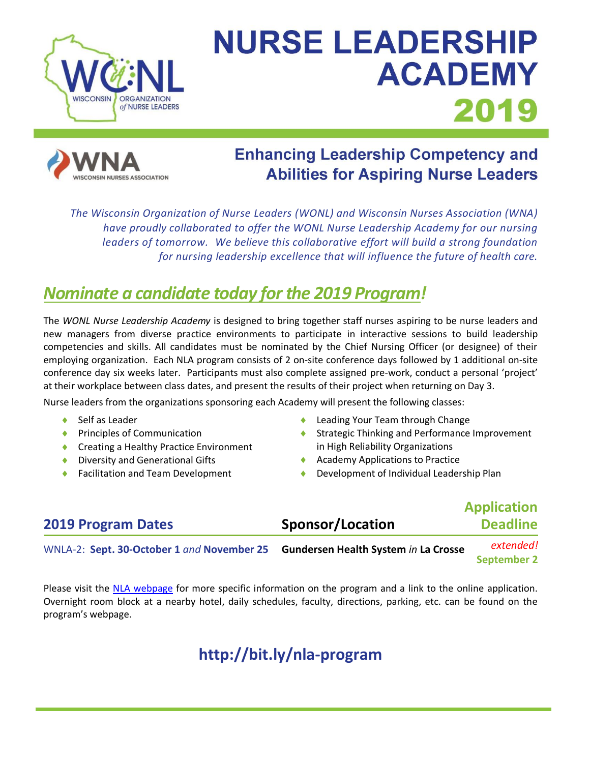WISCONSIN ORGANIZATION of NURSE LEADERS

# NURSE LEADERSHIP ACADEMY 2019

WISCONSIN NURSES ASSOCIATION

## Enhancing Leadership Competency and Abilities for Aspiring Nurse Leaders

*The Wisconsin Organization of Nurse Leaders (WONL) and Wisconsin Nurses Association (WNA) have proudly collaborated to offer the WONL Nurse Leadership Academy for our nursing leaders of tomorrow. We believe this collaborative effort will build a strong foundation for nursing leadership excellence that will influence the future of health care.*

## *Nominate a candidate today for the 2019 Program!*

The *WONL Nurse Leadership Academy* is designed to bring together staff nurses aspiring to be nurse leaders and new managers from diverse practice environments to participate in interactive sessions to build leadership competencies and skills. All candidates must be nominated by the Chief Nursing Officer (or designee) of their employing organization. Each NLA program consists of 2 on-site conference days followed by 1 additional on-site conference day six weeks later. Participants must also complete assigned pre-work, conduct a personal 'project' at their workplace between class dates, and present the results of their project when returning on Day 3.

Nurse leaders from the organizations sponsoring each Academy will present the following classes:

- Self as Leader
- Principles of Communication
- Creating a Healthy Practice Environment
- Diversity and Generational Gifts
- Facilitation and Team Development
- Leading Your Team through Change
- Strategic Thinking and Performance Improvement in High Reliability Organizations
- Academy Applications to Practice
- Development of Individual Leadership Plan

| 2019 Program Dates | Sponsor/Location | Application Deadline |
|---|---|---|
| WNLA-2: **Sept. 30-October 1** *and* **November 25** | **Gundersen Health System** *in* **La Crosse** | *extended!* **September 2** |

Please visit the NLA webpage for more specific information on the program and a link to the online application. Overnight room block at a nearby hotel, daily schedules, faculty, directions, parking, etc. can be found on the program's webpage.

## http://bit.ly/nla-program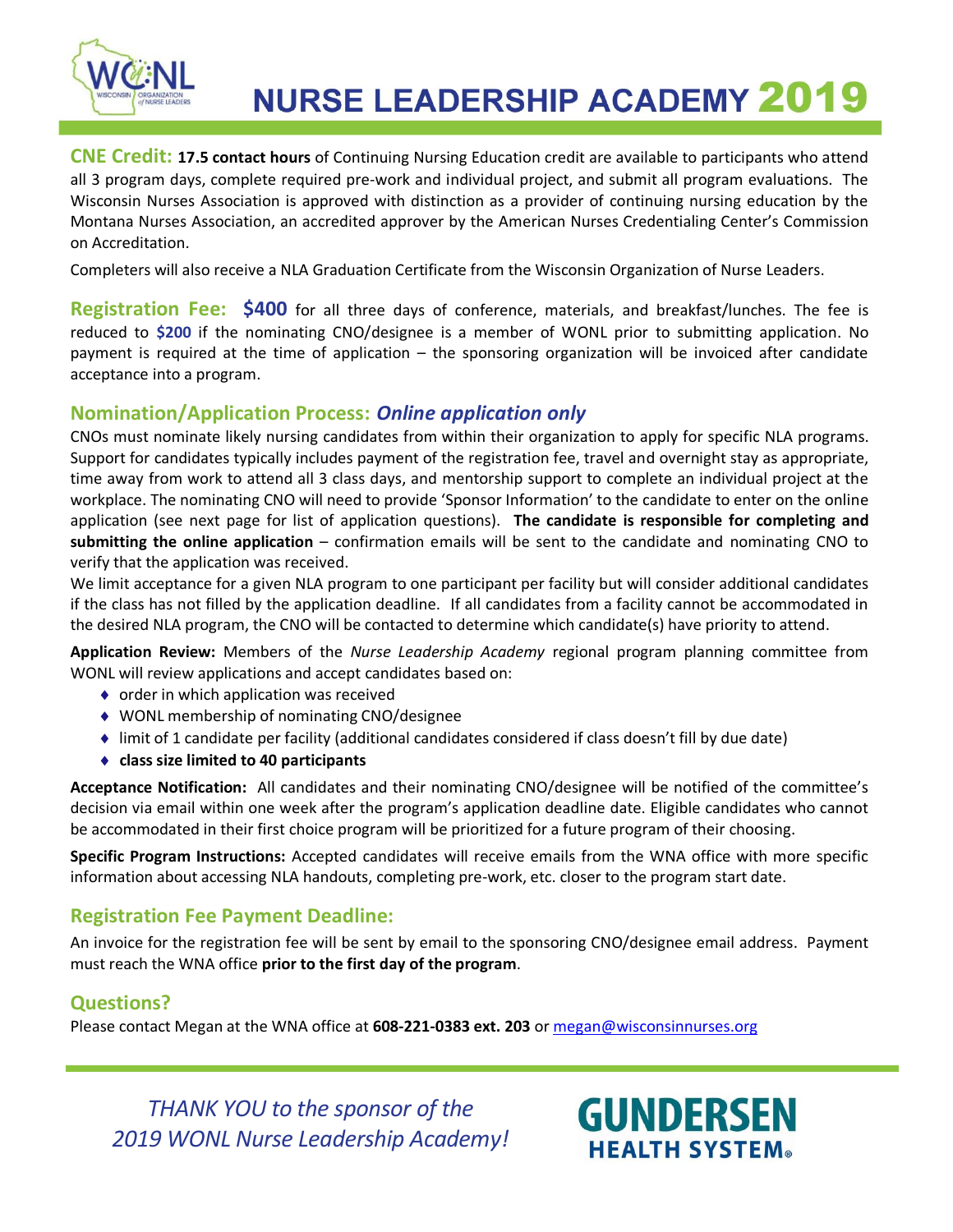# NURSE LEADERSHIP ACADEMY 2019

**CNE Credit:** **17.5 contact hours** of Continuing Nursing Education credit are available to participants who attend all 3 program days, complete required pre-work and individual project, and submit all program evaluations. The Wisconsin Nurses Association is approved with distinction as a provider of continuing nursing education by the Montana Nurses Association, an accredited approver by the American Nurses Credentialing Center's Commission on Accreditation.

Completers will also receive a NLA Graduation Certificate from the Wisconsin Organization of Nurse Leaders.

**Registration Fee:** **$400** for all three days of conference, materials, and breakfast/lunches. The fee is reduced to **$200** if the nominating CNO/designee is a member of WONL prior to submitting application. No payment is required at the time of application – the sponsoring organization will be invoiced after candidate acceptance into a program.

## Nomination/Application Process: *Online application only*

CNOs must nominate likely nursing candidates from within their organization to apply for specific NLA programs. Support for candidates typically includes payment of the registration fee, travel and overnight stay as appropriate, time away from work to attend all 3 class days, and mentorship support to complete an individual project at the workplace. The nominating CNO will need to provide 'Sponsor Information' to the candidate to enter on the online application (see next page for list of application questions). **The candidate is responsible for completing and submitting the online application** – confirmation emails will be sent to the candidate and nominating CNO to verify that the application was received.

We limit acceptance for a given NLA program to one participant per facility but will consider additional candidates if the class has not filled by the application deadline. If all candidates from a facility cannot be accommodated in the desired NLA program, the CNO will be contacted to determine which candidate(s) have priority to attend.

**Application Review:** Members of the *Nurse Leadership Academy* regional program planning committee from WONL will review applications and accept candidates based on:

- order in which application was received
- WONL membership of nominating CNO/designee
- limit of 1 candidate per facility (additional candidates considered if class doesn't fill by due date)
- **class size limited to 40 participants**

**Acceptance Notification:** All candidates and their nominating CNO/designee will be notified of the committee's decision via email within one week after the program's application deadline date. Eligible candidates who cannot be accommodated in their first choice program will be prioritized for a future program of their choosing.

**Specific Program Instructions:** Accepted candidates will receive emails from the WNA office with more specific information about accessing NLA handouts, completing pre-work, etc. closer to the program start date.

## Registration Fee Payment Deadline:

An invoice for the registration fee will be sent by email to the sponsoring CNO/designee email address. Payment must reach the WNA office **prior to the first day of the program**.

## Questions?

Please contact Megan at the WNA office at **608-221-0383 ext. 203** or megan@wisconsinnurses.org

*THANK YOU to the sponsor of the 2019 WONL Nurse Leadership Academy!*

GUNDERSEN HEALTH SYSTEM®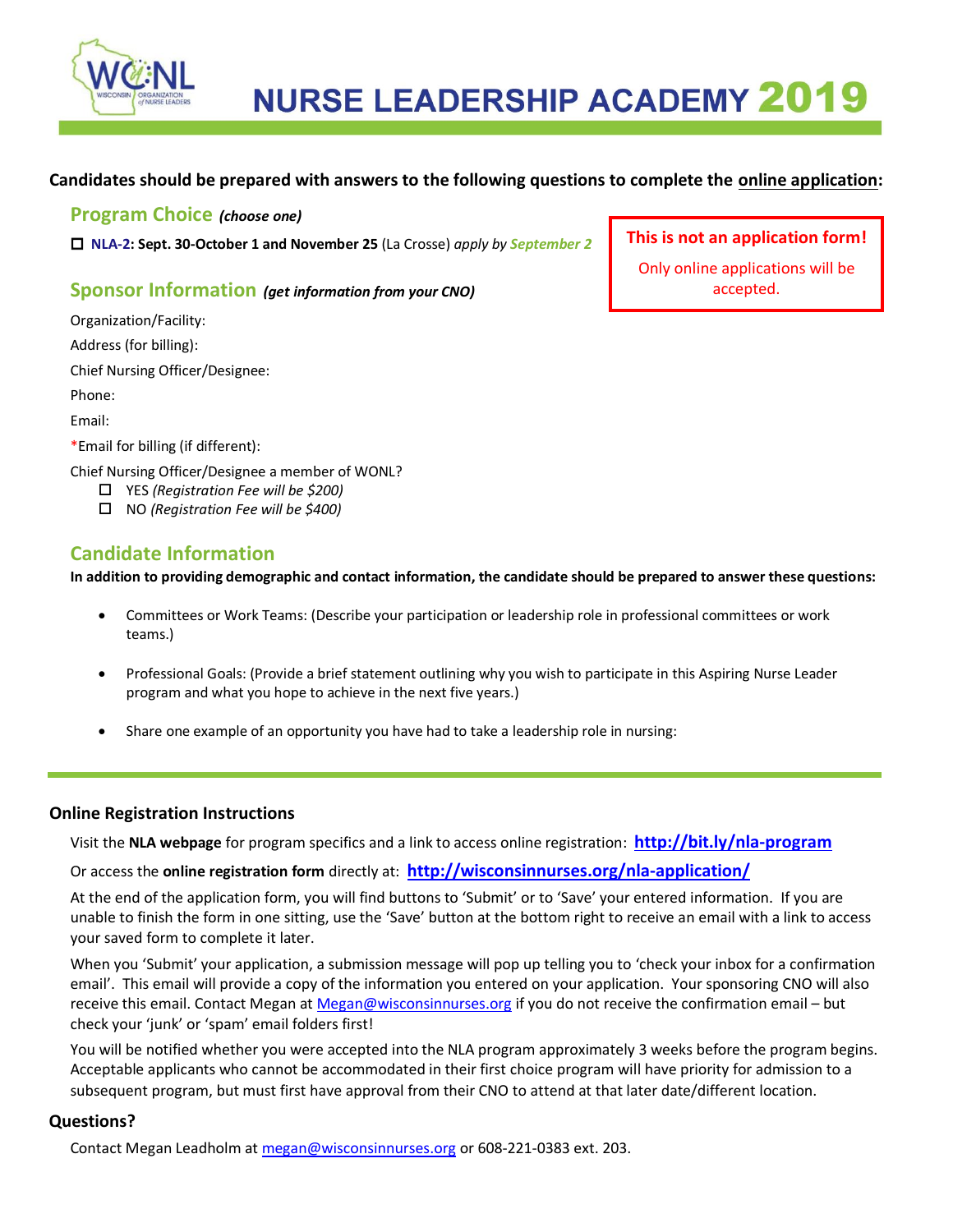# NURSE LEADERSHIP ACADEMY 2019

**Candidates should be prepared with answers to the following questions to complete the online application:**

**This is not an application form!**

Only online applications will be accepted.

## Program Choice *(choose one)*

☐ **NLA-2: Sept. 30-October 1 and November 25** (La Crosse) *apply by* ***September 2***

## Sponsor Information *(get information from your CNO)*

Organization/Facility:

Address (for billing):

Chief Nursing Officer/Designee:

Phone:

Email:

*Email for billing (if different):

Chief Nursing Officer/Designee a member of WONL?

- ☐ YES *(Registration Fee will be $200)*
- ☐ NO *(Registration Fee will be $400)*

## Candidate Information

**In addition to providing demographic and contact information, the candidate should be prepared to answer these questions:**

- Committees or Work Teams: (Describe your participation or leadership role in professional committees or work teams.)
- Professional Goals: (Provide a brief statement outlining why you wish to participate in this Aspiring Nurse Leader program and what you hope to achieve in the next five years.)
- Share one example of an opportunity you have had to take a leadership role in nursing:

### Online Registration Instructions

Visit the **NLA webpage** for program specifics and a link to access online registration: **http://bit.ly/nla-program**

Or access the **online registration form** directly at: **http://wisconsinnurses.org/nla-application/**

At the end of the application form, you will find buttons to 'Submit' or to 'Save' your entered information. If you are unable to finish the form in one sitting, use the 'Save' button at the bottom right to receive an email with a link to access your saved form to complete it later.

When you 'Submit' your application, a submission message will pop up telling you to 'check your inbox for a confirmation email'. This email will provide a copy of the information you entered on your application. Your sponsoring CNO will also receive this email. Contact Megan at Megan@wisconsinnurses.org if you do not receive the confirmation email – but check your 'junk' or 'spam' email folders first!

You will be notified whether you were accepted into the NLA program approximately 3 weeks before the program begins. Acceptable applicants who cannot be accommodated in their first choice program will have priority for admission to a subsequent program, but must first have approval from their CNO to attend at that later date/different location.

### Questions?

Contact Megan Leadholm at megan@wisconsinnurses.org or 608-221-0383 ext. 203.